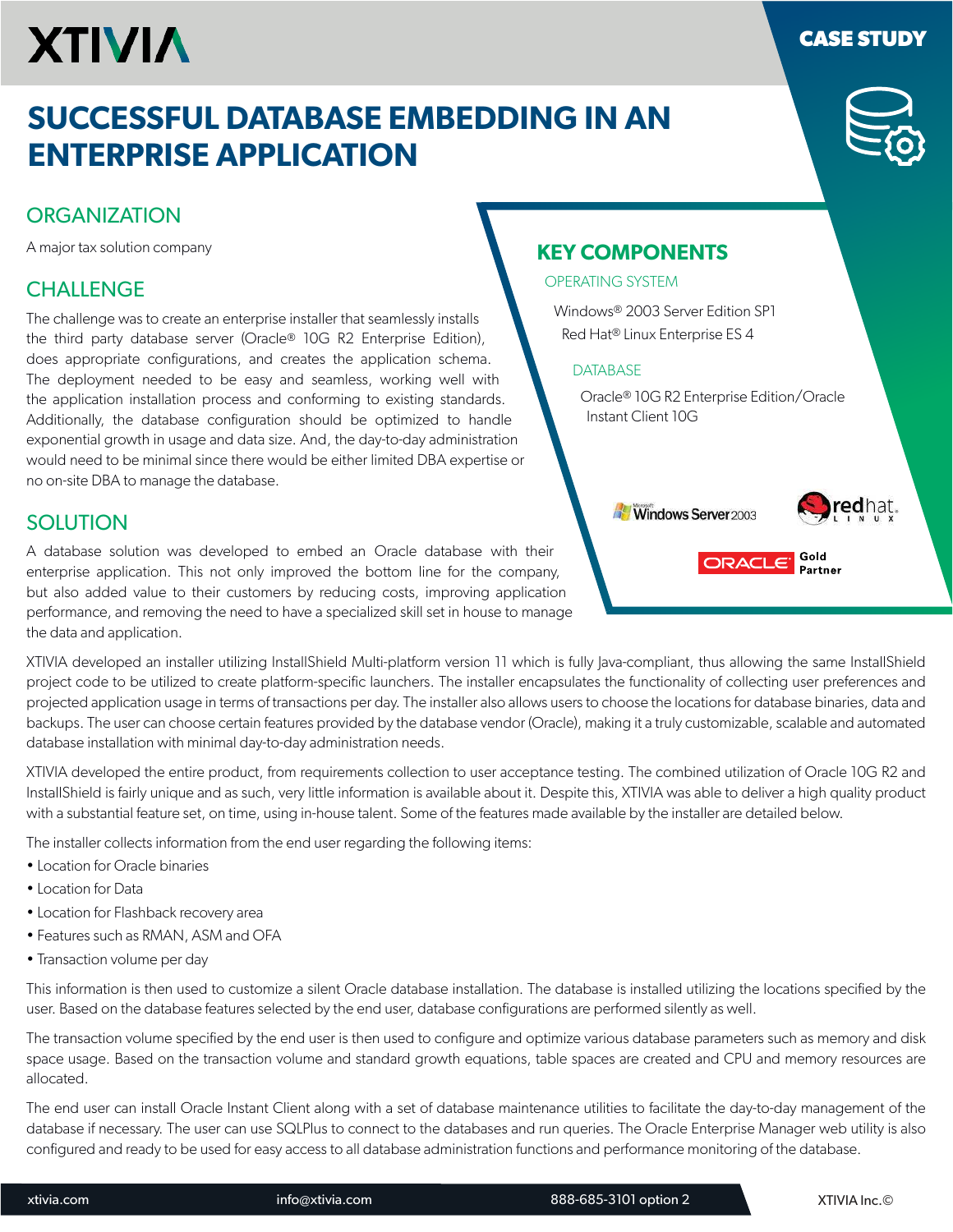XTIVIA

CASE STUDY

# SUCCESSFUL DATABASE EMBEDDING IN AN ENTERPRISE APPLICATION

## ORGANIZATION

A major tax solution company

## CHALLENGE

The challenge was to create an enterprise installer that seamlessly installs the third party database server (Oracle® 10G R2 Enterprise Edition), does appropriate configurations, and creates the application schema. The deployment needed to be easy and seamless, working well with the application installation process and conforming to existing standards. Additionally, the database configuration should be optimized to handle exponential growth in usage and data size. And, the day-to-day administration would need to be minimal since there would be either limited DBA expertise or no on-site DBA to manage the database.

## KEY COMPONENTS

### OPERATING SYSTEM

Windows® 2003 Server Edition SP1

Red Hat® Linux Enterprise ES 4

### DATABASE

Oracle® 10G R2 Enterprise Edition/Oracle Instant Client 10G

## SOLUTION

A database solution was developed to embed an Oracle database with their enterprise application. This not only improved the bottom line for the company, but also added value to their customers by reducing costs, improving application performance, and removing the need to have a specialized skill set in house to manage the data and application.

XTIVIA developed an installer utilizing InstallShield Multi-platform version 11 which is fully Java-compliant, thus allowing the same InstallShield project code to be utilized to create platform-specific launchers. The installer encapsulates the functionality of collecting user preferences and projected application usage in terms of transactions per day. The installer also allows users to choose the locations for database binaries, data and backups. The user can choose certain features provided by the database vendor (Oracle), making it a truly customizable, scalable and automated database installation with minimal day-to-day administration needs.

XTIVIA developed the entire product, from requirements collection to user acceptance testing. The combined utilization of Oracle 10G R2 and InstallShield is fairly unique and as such, very little information is available about it. Despite this, XTIVIA was able to deliver a high quality product with a substantial feature set, on time, using in-house talent. Some of the features made available by the installer are detailed below.

The installer collects information from the end user regarding the following items:

- Location for Oracle binaries
- Location for Data
- Location for Flashback recovery area
- Features such as RMAN, ASM and OFA
- Transaction volume per day

This information is then used to customize a silent Oracle database installation. The database is installed utilizing the locations specified by the user. Based on the database features selected by the end user, database configurations are performed silently as well.

The transaction volume specified by the end user is then used to configure and optimize various database parameters such as memory and disk space usage. Based on the transaction volume and standard growth equations, table spaces are created and CPU and memory resources are allocated.

The end user can install Oracle Instant Client along with a set of database maintenance utilities to facilitate the day-to-day management of the database if necessary. The user can use SQLPlus to connect to the databases and run queries. The Oracle Enterprise Manager web utility is also configured and ready to be used for easy access to all database administration functions and performance monitoring of the database.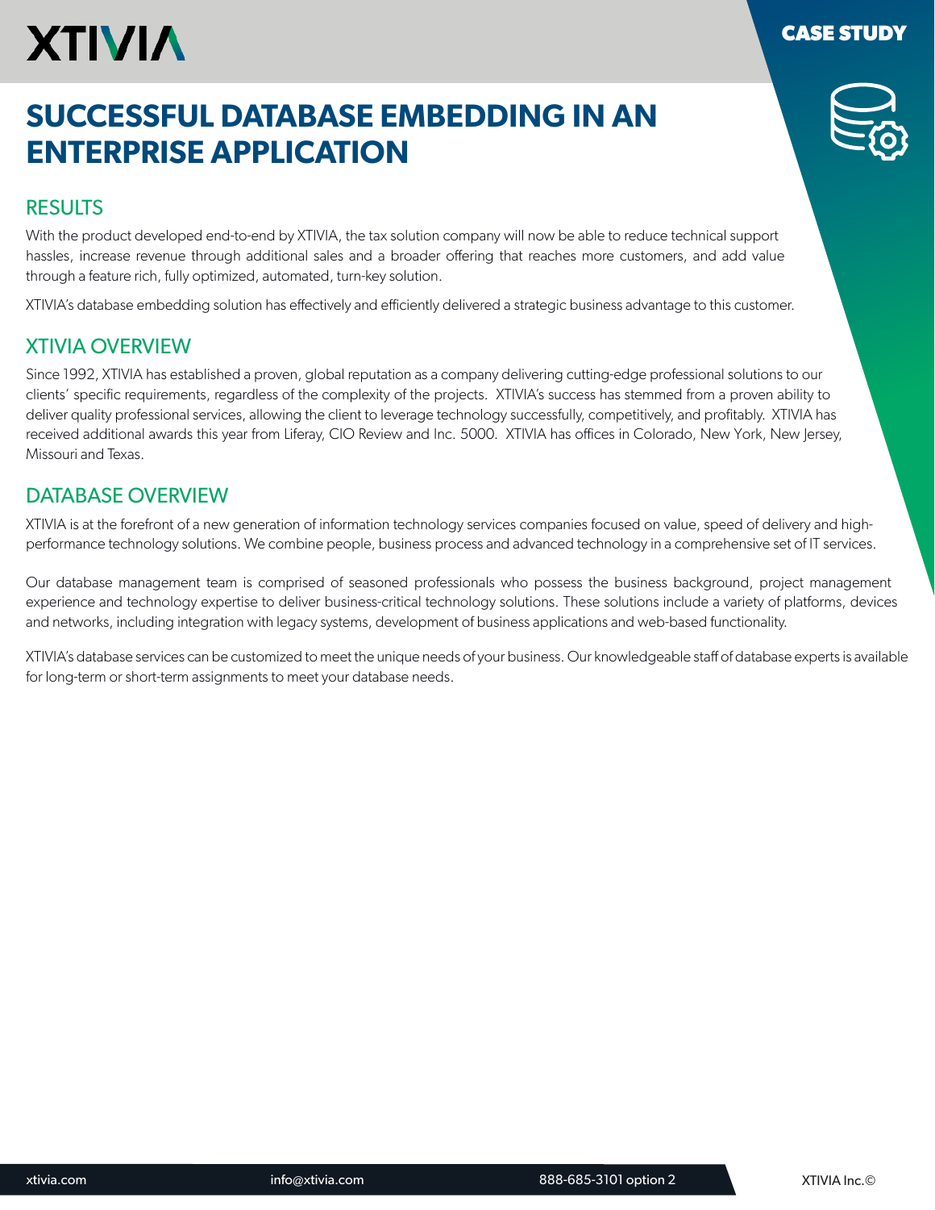# SUCCESSFUL DATABASE EMBEDDING IN AN ENTERPRISE APPLICATION

## RESULTS

With the product developed end-to-end by XTIVIA, the tax solution company will now be able to reduce technical support hassles, increase revenue through additional sales and a broader offering that reaches more customers, and add value through a feature rich, fully optimized, automated, turn-key solution.

XTIVIA's database embedding solution has effectively and efficiently delivered a strategic business advantage to this customer.

## XTIVIA OVERVIEW

Since 1992, XTIVIA has established a proven, global reputation as a company delivering cutting-edge professional solutions to our clients' specific requirements, regardless of the complexity of the projects. XTIVIA's success has stemmed from a proven ability to deliver quality professional services, allowing the client to leverage technology successfully, competitively, and profitably. XTIVIA has received additional awards this year from Liferay, CIO Review and Inc. 5000. XTIVIA has offices in Colorado, New York, New Jersey, Missouri and Texas.

## DATABASE OVERVIEW

XTIVIA is at the forefront of a new generation of information technology services companies focused on value, speed of delivery and high-performance technology solutions. We combine people, business process and advanced technology in a comprehensive set of IT services.

Our database management team is comprised of seasoned professionals who possess the business background, project management experience and technology expertise to deliver business-critical technology solutions. These solutions include a variety of platforms, devices and networks, including integration with legacy systems, development of business applications and web-based functionality.

XTIVIA's database services can be customized to meet the unique needs of your business. Our knowledgeable staff of database experts is available for long-term or short-term assignments to meet your database needs.